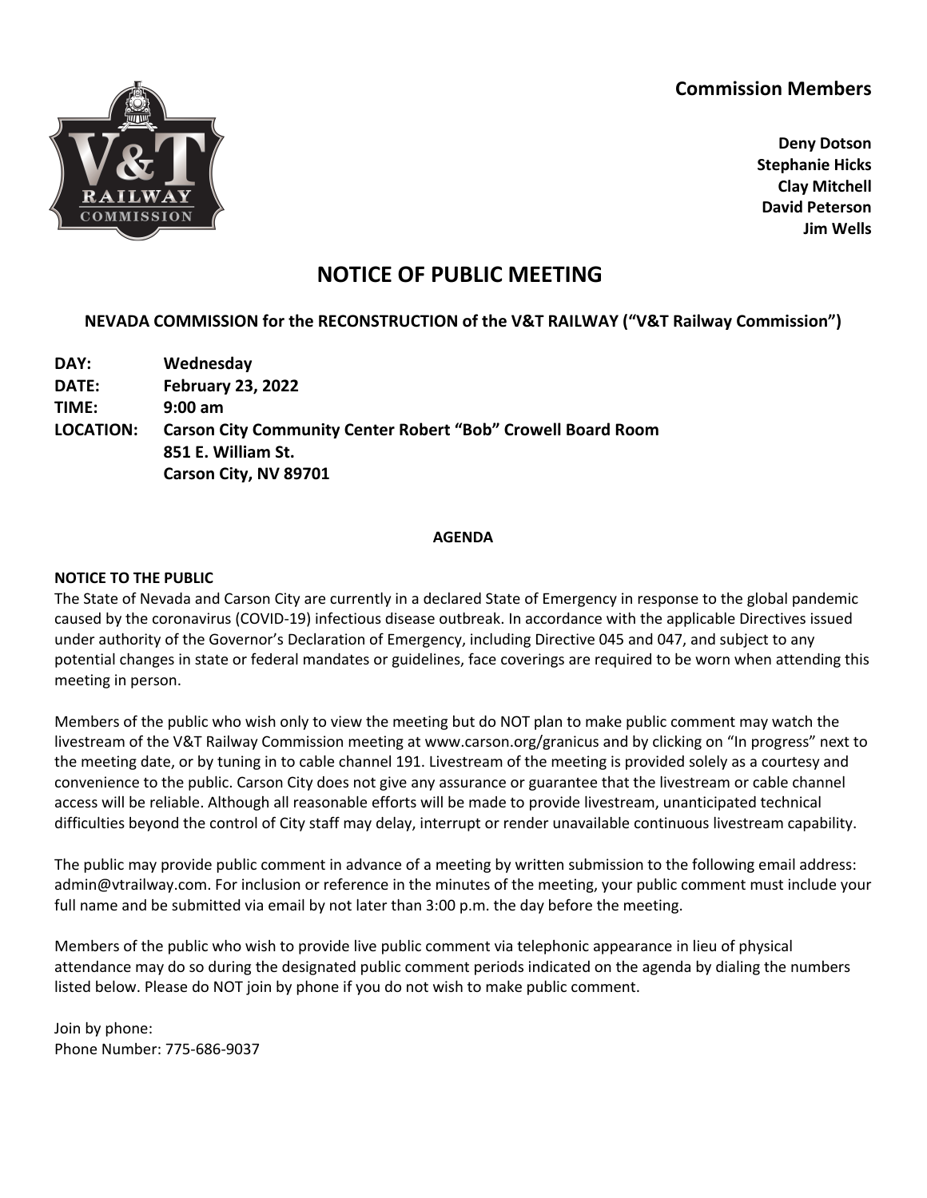**Commission Members**

**Deny Dotson**
**Stephanie Hicks**
**Clay Mitchell**
**David Peterson**
**Jim Wells**

# NOTICE OF PUBLIC MEETING

**NEVADA COMMISSION for the RECONSTRUCTION of the V&T RAILWAY ("V&T Railway Commission")**

**DAY:** **Wednesday**
**DATE:** **February 23, 2022**
**TIME:** **9:00 am**
**LOCATION:** **Carson City Community Center Robert "Bob" Crowell Board Room**
**851 E. William St.**
**Carson City, NV 89701**

## AGENDA

**NOTICE TO THE PUBLIC**

The State of Nevada and Carson City are currently in a declared State of Emergency in response to the global pandemic caused by the coronavirus (COVID-19) infectious disease outbreak. In accordance with the applicable Directives issued under authority of the Governor's Declaration of Emergency, including Directive 045 and 047, and subject to any potential changes in state or federal mandates or guidelines, face coverings are required to be worn when attending this meeting in person.

Members of the public who wish only to view the meeting but do NOT plan to make public comment may watch the livestream of the V&T Railway Commission meeting at www.carson.org/granicus and by clicking on "In progress" next to the meeting date, or by tuning in to cable channel 191. Livestream of the meeting is provided solely as a courtesy and convenience to the public. Carson City does not give any assurance or guarantee that the livestream or cable channel access will be reliable. Although all reasonable efforts will be made to provide livestream, unanticipated technical difficulties beyond the control of City staff may delay, interrupt or render unavailable continuous livestream capability.

The public may provide public comment in advance of a meeting by written submission to the following email address: admin@vtrailway.com. For inclusion or reference in the minutes of the meeting, your public comment must include your full name and be submitted via email by not later than 3:00 p.m. the day before the meeting.

Members of the public who wish to provide live public comment via telephonic appearance in lieu of physical attendance may do so during the designated public comment periods indicated on the agenda by dialing the numbers listed below. Please do NOT join by phone if you do not wish to make public comment.

Join by phone:
Phone Number: 775-686-9037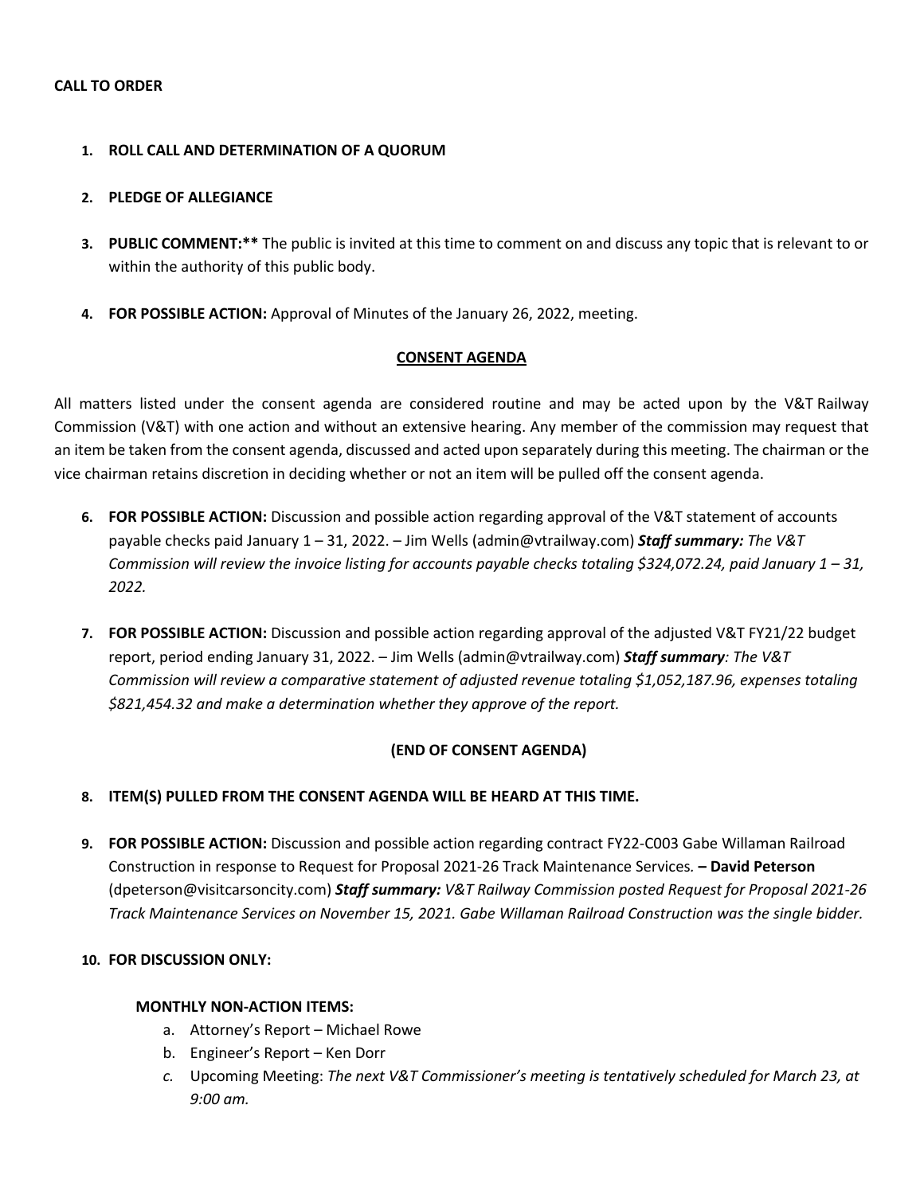**CALL TO ORDER**

1. **ROLL CALL AND DETERMINATION OF A QUORUM**

2. **PLEDGE OF ALLEGIANCE**

3. **PUBLIC COMMENT:**** The public is invited at this time to comment on and discuss any topic that is relevant to or within the authority of this public body.

4. **FOR POSSIBLE ACTION:** Approval of Minutes of the January 26, 2022, meeting.

**CONSENT AGENDA**

All matters listed under the consent agenda are considered routine and may be acted upon by the V&T Railway Commission (V&T) with one action and without an extensive hearing. Any member of the commission may request that an item be taken from the consent agenda, discussed and acted upon separately during this meeting. The chairman or the vice chairman retains discretion in deciding whether or not an item will be pulled off the consent agenda.

6. **FOR POSSIBLE ACTION:** Discussion and possible action regarding approval of the V&T statement of accounts payable checks paid January 1 – 31, 2022. – Jim Wells (admin@vtrailway.com) ***Staff summary:*** *The V&T Commission will review the invoice listing for accounts payable checks totaling $324,072.24, paid January 1 – 31, 2022.*

7. **FOR POSSIBLE ACTION:** Discussion and possible action regarding approval of the adjusted V&T FY21/22 budget report, period ending January 31, 2022. – Jim Wells (admin@vtrailway.com) ***Staff summary****: The V&T Commission will review a comparative statement of adjusted revenue totaling $1,052,187.96, expenses totaling $821,454.32 and make a determination whether they approve of the report.*

**(END OF CONSENT AGENDA)**

8. **ITEM(S) PULLED FROM THE CONSENT AGENDA WILL BE HEARD AT THIS TIME.**

9. **FOR POSSIBLE ACTION:** Discussion and possible action regarding contract FY22-C003 Gabe Willaman Railroad Construction in response to Request for Proposal 2021-26 Track Maintenance Services. **– David Peterson** (dpeterson@visitcarsoncity.com) ***Staff summary:*** *V&T Railway Commission posted Request for Proposal 2021-26 Track Maintenance Services on November 15, 2021. Gabe Willaman Railroad Construction was the single bidder.*

10. **FOR DISCUSSION ONLY:**

    **MONTHLY NON-ACTION ITEMS:**

    a. Attorney's Report – Michael Rowe
    b. Engineer's Report – Ken Dorr
    c. Upcoming Meeting: *The next V&T Commissioner's meeting is tentatively scheduled for March 23, at 9:00 am.*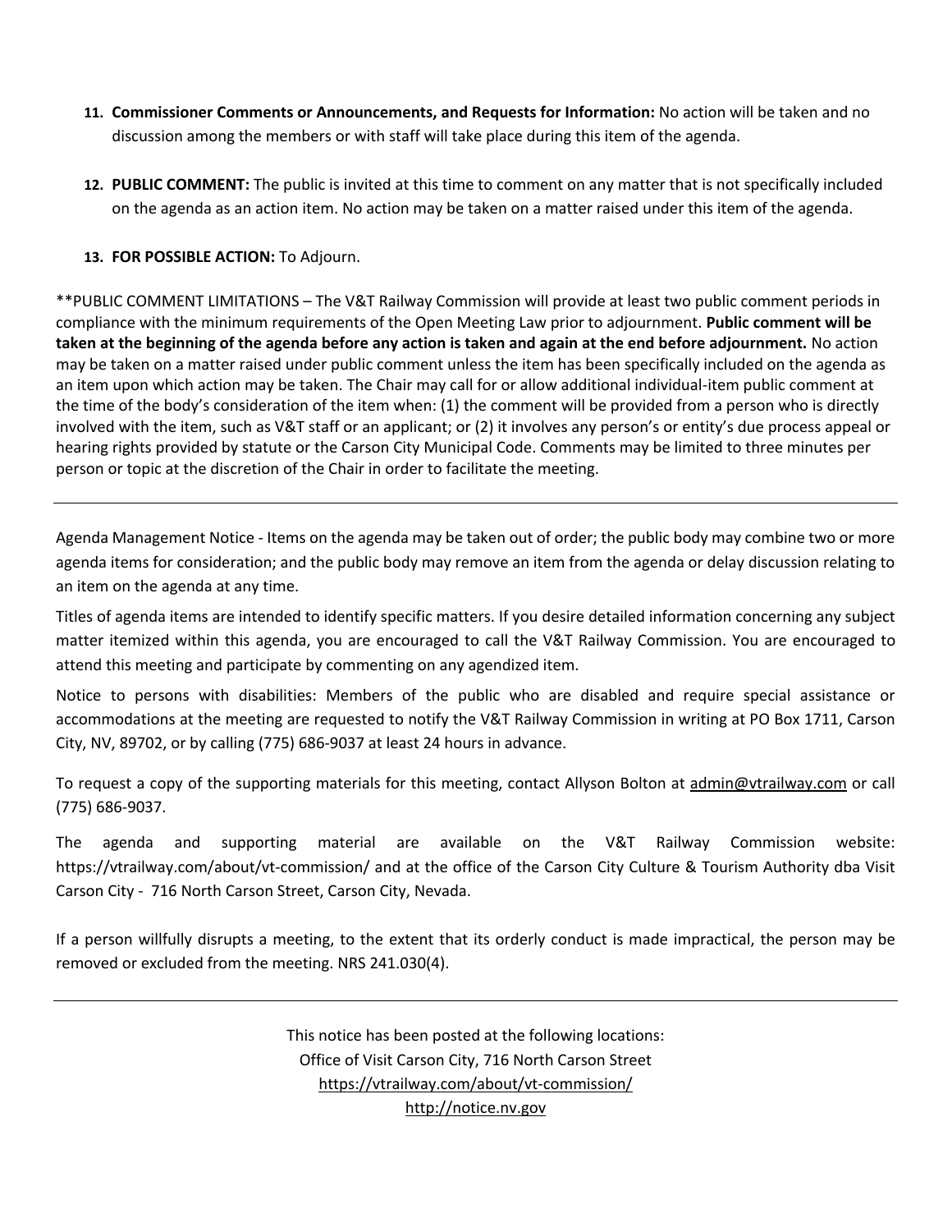11. **Commissioner Comments or Announcements, and Requests for Information:** No action will be taken and no discussion among the members or with staff will take place during this item of the agenda.

12. **PUBLIC COMMENT:** The public is invited at this time to comment on any matter that is not specifically included on the agenda as an action item. No action may be taken on a matter raised under this item of the agenda.

13. **FOR POSSIBLE ACTION:** To Adjourn.

**PUBLIC COMMENT LIMITATIONS – The V&T Railway Commission will provide at least two public comment periods in compliance with the minimum requirements of the Open Meeting Law prior to adjournment. **Public comment will be taken at the beginning of the agenda before any action is taken and again at the end before adjournment.** No action may be taken on a matter raised under public comment unless the item has been specifically included on the agenda as an item upon which action may be taken. The Chair may call for or allow additional individual-item public comment at the time of the body's consideration of the item when: (1) the comment will be provided from a person who is directly involved with the item, such as V&T staff or an applicant; or (2) it involves any person's or entity's due process appeal or hearing rights provided by statute or the Carson City Municipal Code. Comments may be limited to three minutes per person or topic at the discretion of the Chair in order to facilitate the meeting.

---

Agenda Management Notice - Items on the agenda may be taken out of order; the public body may combine two or more agenda items for consideration; and the public body may remove an item from the agenda or delay discussion relating to an item on the agenda at any time.

Titles of agenda items are intended to identify specific matters. If you desire detailed information concerning any subject matter itemized within this agenda, you are encouraged to call the V&T Railway Commission. You are encouraged to attend this meeting and participate by commenting on any agendized item.

Notice to persons with disabilities: Members of the public who are disabled and require special assistance or accommodations at the meeting are requested to notify the V&T Railway Commission in writing at PO Box 1711, Carson City, NV, 89702, or by calling (775) 686-9037 at least 24 hours in advance.

To request a copy of the supporting materials for this meeting, contact Allyson Bolton at admin@vtrailway.com or call (775) 686-9037.

The agenda and supporting material are available on the V&T Railway Commission website: https://vtrailway.com/about/vt-commission/ and at the office of the Carson City Culture & Tourism Authority dba Visit Carson City - 716 North Carson Street, Carson City, Nevada.

If a person willfully disrupts a meeting, to the extent that its orderly conduct is made impractical, the person may be removed or excluded from the meeting. NRS 241.030(4).

---

This notice has been posted at the following locations:
Office of Visit Carson City, 716 North Carson Street
https://vtrailway.com/about/vt-commission/
http://notice.nv.gov